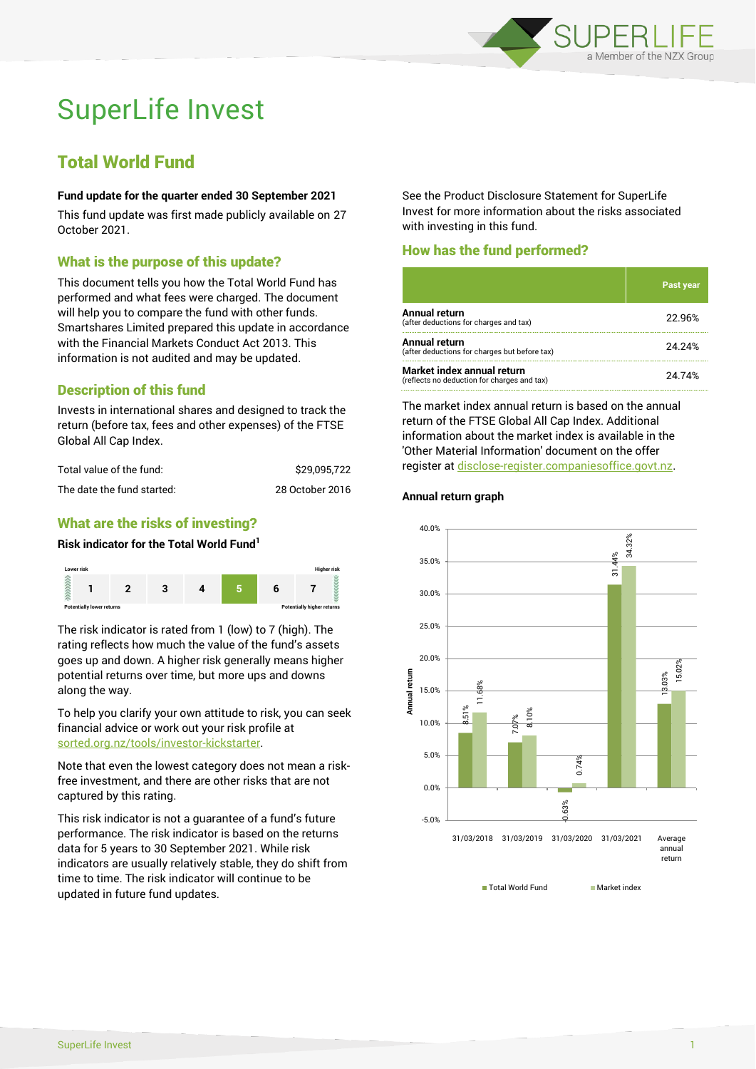# SuperLife Invest

## Total World Fund

**Fund update for the quarter ended 30 September 2021**

This fund update was first made publicly available on 27 October 2021.

### What is the purpose of this update?

This document tells you how the Total World Fund has performed and what fees were charged. The document will help you to compare the fund with other funds. Smartshares Limited prepared this update in accordance with the Financial Markets Conduct Act 2013. This information is not audited and may be updated.

### Description of this fund

Invests in international shares and designed to track the return (before tax, fees and other expenses) of the FTSE Global All Cap Index.

| | |
|---|---|
| Total value of the fund: | $29,095,722 |
| The date the fund started: | 28 October 2016 |

### What are the risks of investing?

**Risk indicator for the Total World Fund[1]**

| Lower risk | | | | | | Higher risk |
|---|---|---|---|---|---|---|
| 1 | 2 | 3 | 4 | **5** | 6 | 7 |
| Potentially lower returns | | | | | | Potentially higher returns |

The risk indicator is rated from 1 (low) to 7 (high). The rating reflects how much the value of the fund's assets goes up and down. A higher risk generally means higher potential returns over time, but more ups and downs along the way.

To help you clarify your own attitude to risk, you can seek financial advice or work out your risk profile at sorted.org.nz/tools/investor-kickstarter.

Note that even the lowest category does not mean a risk-free investment, and there are other risks that are not captured by this rating.

This risk indicator is not a guarantee of a fund's future performance. The risk indicator is based on the returns data for 5 years to 30 September 2021. While risk indicators are usually relatively stable, they do shift from time to time. The risk indicator will continue to be updated in future fund updates.

See the Product Disclosure Statement for SuperLife Invest for more information about the risks associated with investing in this fund.

### How has the fund performed?

| | Past year |
|---|---|
| **Annual return** (after deductions for charges and tax) | 22.96% |
| **Annual return** (after deductions for charges but before tax) | 24.24% |
| **Market index annual return** (reflects no deduction for charges and tax) | 24.74% |

The market index annual return is based on the annual return of the FTSE Global All Cap Index. Additional information about the market index is available in the 'Other Material Information' document on the offer register at disclose-register.companiesoffice.govt.nz.

**Annual return graph**

| | Total World Fund | Market index |
|---|---|---|
| 31/03/2018 | 8.51% | 11.68% |
| 31/03/2019 | 7.07% | 8.10% |
| 31/03/2020 | -0.63% | 0.74% |
| 31/03/2021 | 31.44% | 34.32% |
| Average annual return | 13.03% | 15.02% |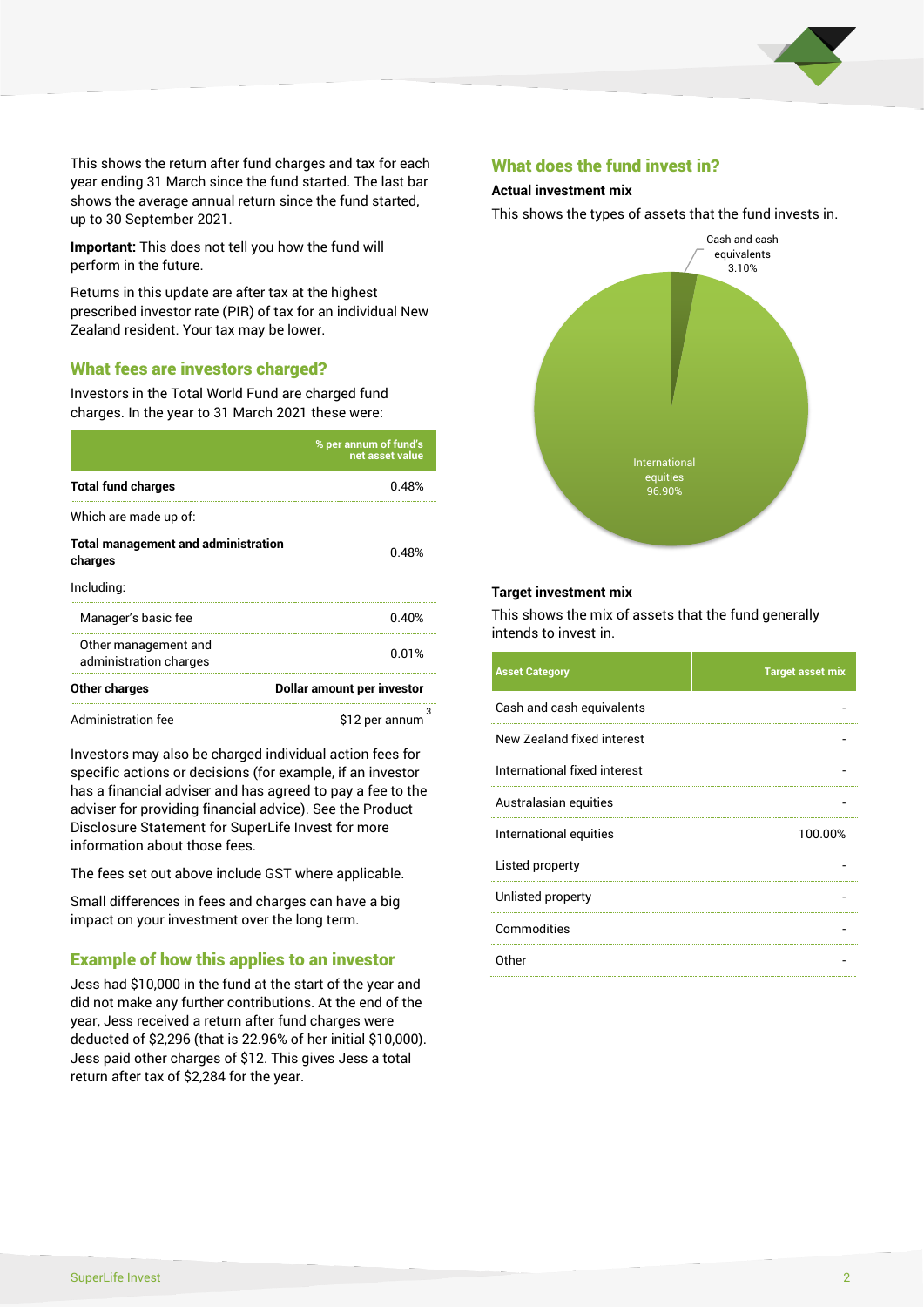This shows the return after fund charges and tax for each year ending 31 March since the fund started. The last bar shows the average annual return since the fund started, up to 30 September 2021.

**Important:** This does not tell you how the fund will perform in the future.

Returns in this update are after tax at the highest prescribed investor rate (PIR) of tax for an individual New Zealand resident. Your tax may be lower.

## What fees are investors charged?

Investors in the Total World Fund are charged fund charges. In the year to 31 March 2021 these were:

| | % per annum of fund's net asset value |
|---|---|
| **Total fund charges** | 0.48% |
| Which are made up of: | |
| **Total management and administration charges** | 0.48% |
| Including: | |
| Manager's basic fee | 0.40% |
| Other management and administration charges | 0.01% |
| **Other charges** | **Dollar amount per investor** |
| Administration fee | $12 per annum [3] |

Investors may also be charged individual action fees for specific actions or decisions (for example, if an investor has a financial adviser and has agreed to pay a fee to the adviser for providing financial advice). See the Product Disclosure Statement for SuperLife Invest for more information about those fees.

The fees set out above include GST where applicable.

Small differences in fees and charges can have a big impact on your investment over the long term.

## Example of how this applies to an investor

Jess had $10,000 in the fund at the start of the year and did not make any further contributions. At the end of the year, Jess received a return after fund charges were deducted of $2,296 (that is 22.96% of her initial $10,000). Jess paid other charges of $12. This gives Jess a total return after tax of $2,284 for the year.

## What does the fund invest in?

### Actual investment mix

This shows the types of assets that the fund invests in.

- Cash and cash equivalents 3.10%
- International equities 96.90%

### Target investment mix

This shows the mix of assets that the fund generally intends to invest in.

| Asset Category | Target asset mix |
|---|---|
| Cash and cash equivalents | - |
| New Zealand fixed interest | - |
| International fixed interest | - |
| Australasian equities | - |
| International equities | 100.00% |
| Listed property | - |
| Unlisted property | - |
| Commodities | - |
| Other | - |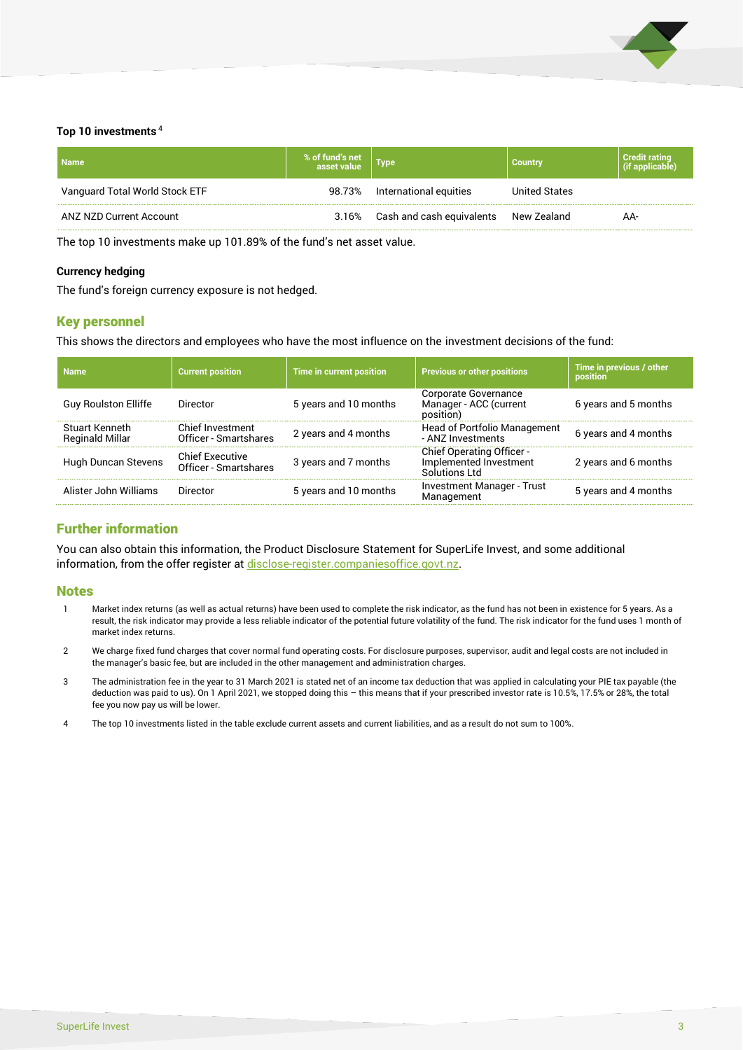#### Top 10 investments[4]

| Name | % of fund's net asset value | Type | Country | Credit rating (if applicable) |
|---|---|---|---|---|
| Vanguard Total World Stock ETF | 98.73% | International equities | United States | |
| ANZ NZD Current Account | 3.16% | Cash and cash equivalents | New Zealand | AA- |

The top 10 investments make up 101.89% of the fund's net asset value.

#### Currency hedging

The fund's foreign currency exposure is not hedged.

## Key personnel

This shows the directors and employees who have the most influence on the investment decisions of the fund:

| Name | Current position | Time in current position | Previous or other positions | Time in previous / other position |
|---|---|---|---|---|
| Guy Roulston Elliffe | Director | 5 years and 10 months | Corporate Governance Manager - ACC (current position) | 6 years and 5 months |
| Stuart Kenneth Reginald Millar | Chief Investment Officer - Smartshares | 2 years and 4 months | Head of Portfolio Management - ANZ Investments | 6 years and 4 months |
| Hugh Duncan Stevens | Chief Executive Officer - Smartshares | 3 years and 7 months | Chief Operating Officer - Implemented Investment Solutions Ltd | 2 years and 6 months |
| Alister John Williams | Director | 5 years and 10 months | Investment Manager - Trust Management | 5 years and 4 months |

## Further information

You can also obtain this information, the Product Disclosure Statement for SuperLife Invest, and some additional information, from the offer register at disclose-register.companiesoffice.govt.nz.

## Notes

1. Market index returns (as well as actual returns) have been used to complete the risk indicator, as the fund has not been in existence for 5 years. As a result, the risk indicator may provide a less reliable indicator of the potential future volatility of the fund. The risk indicator for the fund uses 1 month of market index returns.
2. We charge fixed fund charges that cover normal fund operating costs. For disclosure purposes, supervisor, audit and legal costs are not included in the manager's basic fee, but are included in the other management and administration charges.
3. The administration fee in the year to 31 March 2021 is stated net of an income tax deduction that was applied in calculating your PIE tax payable (the deduction was paid to us). On 1 April 2021, we stopped doing this – this means that if your prescribed investor rate is 10.5%, 17.5% or 28%, the total fee you now pay us will be lower.
4. The top 10 investments listed in the table exclude current assets and current liabilities, and as a result do not sum to 100%.